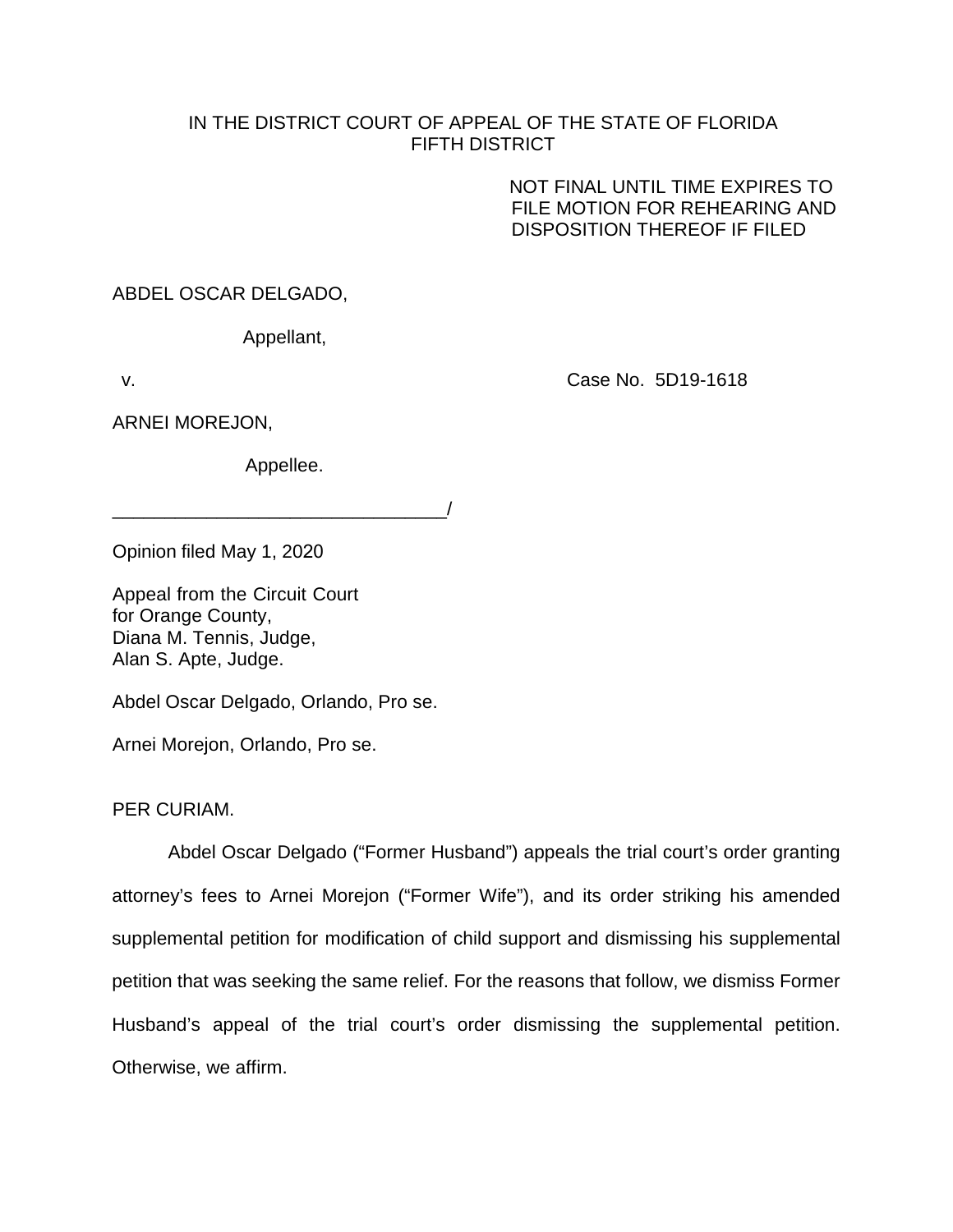IN THE DISTRICT COURT OF APPEAL OF THE STATE OF FLORIDA
FIFTH DISTRICT

NOT FINAL UNTIL TIME EXPIRES TO FILE MOTION FOR REHEARING AND DISPOSITION THEREOF IF FILED

ABDEL OSCAR DELGADO,

Appellant,

v. Case No. 5D19-1618

ARNEI MOREJON,

Appellee.

________________________________/

Opinion filed May 1, 2020

Appeal from the Circuit Court
for Orange County,
Diana M. Tennis, Judge,
Alan S. Apte, Judge.

Abdel Oscar Delgado, Orlando, Pro se.

Arnei Morejon, Orlando, Pro se.

PER CURIAM.

Abdel Oscar Delgado ("Former Husband") appeals the trial court's order granting attorney's fees to Arnei Morejon ("Former Wife"), and its order striking his amended supplemental petition for modification of child support and dismissing his supplemental petition that was seeking the same relief. For the reasons that follow, we dismiss Former Husband's appeal of the trial court's order dismissing the supplemental petition. Otherwise, we affirm.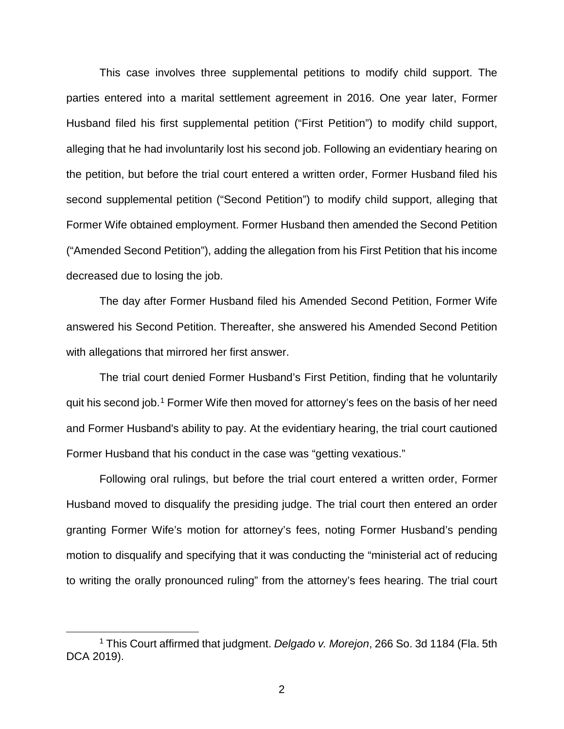This case involves three supplemental petitions to modify child support. The parties entered into a marital settlement agreement in 2016. One year later, Former Husband filed his first supplemental petition ("First Petition") to modify child support, alleging that he had involuntarily lost his second job. Following an evidentiary hearing on the petition, but before the trial court entered a written order, Former Husband filed his second supplemental petition ("Second Petition") to modify child support, alleging that Former Wife obtained employment. Former Husband then amended the Second Petition ("Amended Second Petition"), adding the allegation from his First Petition that his income decreased due to losing the job.

The day after Former Husband filed his Amended Second Petition, Former Wife answered his Second Petition. Thereafter, she answered his Amended Second Petition with allegations that mirrored her first answer.

The trial court denied Former Husband's First Petition, finding that he voluntarily quit his second job.[1] Former Wife then moved for attorney's fees on the basis of her need and Former Husband's ability to pay. At the evidentiary hearing, the trial court cautioned Former Husband that his conduct in the case was "getting vexatious."

Following oral rulings, but before the trial court entered a written order, Former Husband moved to disqualify the presiding judge. The trial court then entered an order granting Former Wife's motion for attorney's fees, noting Former Husband's pending motion to disqualify and specifying that it was conducting the "ministerial act of reducing to writing the orally pronounced ruling" from the attorney's fees hearing. The trial court

---

[1] This Court affirmed that judgment. *Delgado v. Morejon*, 266 So. 3d 1184 (Fla. 5th DCA 2019).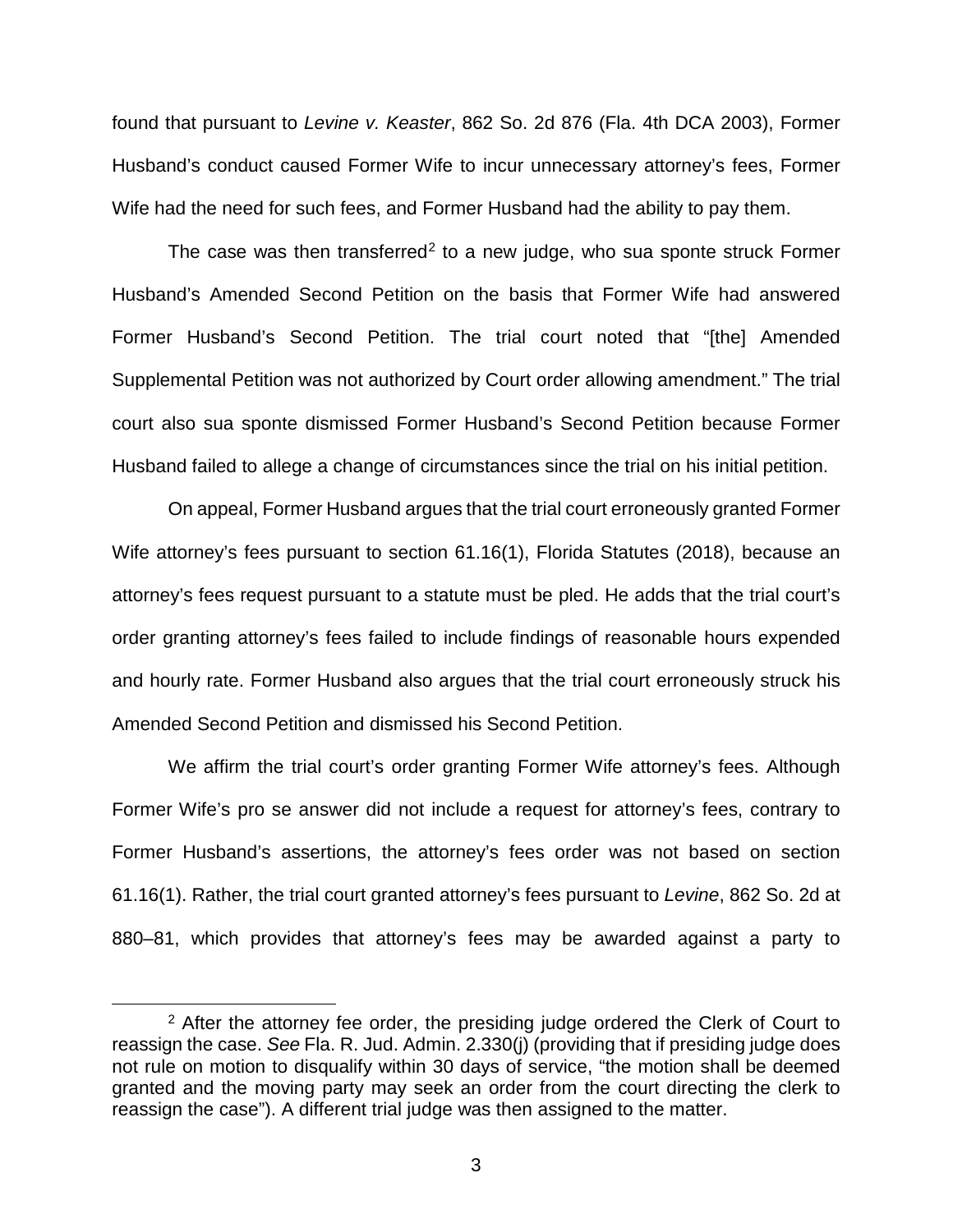found that pursuant to *Levine v. Keaster*, 862 So. 2d 876 (Fla. 4th DCA 2003), Former Husband's conduct caused Former Wife to incur unnecessary attorney's fees, Former Wife had the need for such fees, and Former Husband had the ability to pay them.

The case was then transferred[2] to a new judge, who sua sponte struck Former Husband's Amended Second Petition on the basis that Former Wife had answered Former Husband's Second Petition. The trial court noted that "[the] Amended Supplemental Petition was not authorized by Court order allowing amendment." The trial court also sua sponte dismissed Former Husband's Second Petition because Former Husband failed to allege a change of circumstances since the trial on his initial petition.

On appeal, Former Husband argues that the trial court erroneously granted Former Wife attorney's fees pursuant to section 61.16(1), Florida Statutes (2018), because an attorney's fees request pursuant to a statute must be pled. He adds that the trial court's order granting attorney's fees failed to include findings of reasonable hours expended and hourly rate. Former Husband also argues that the trial court erroneously struck his Amended Second Petition and dismissed his Second Petition.

We affirm the trial court's order granting Former Wife attorney's fees. Although Former Wife's pro se answer did not include a request for attorney's fees, contrary to Former Husband's assertions, the attorney's fees order was not based on section 61.16(1). Rather, the trial court granted attorney's fees pursuant to *Levine*, 862 So. 2d at 880–81, which provides that attorney's fees may be awarded against a party to

[2] After the attorney fee order, the presiding judge ordered the Clerk of Court to reassign the case. *See* Fla. R. Jud. Admin. 2.330(j) (providing that if presiding judge does not rule on motion to disqualify within 30 days of service, "the motion shall be deemed granted and the moving party may seek an order from the court directing the clerk to reassign the case"). A different trial judge was then assigned to the matter.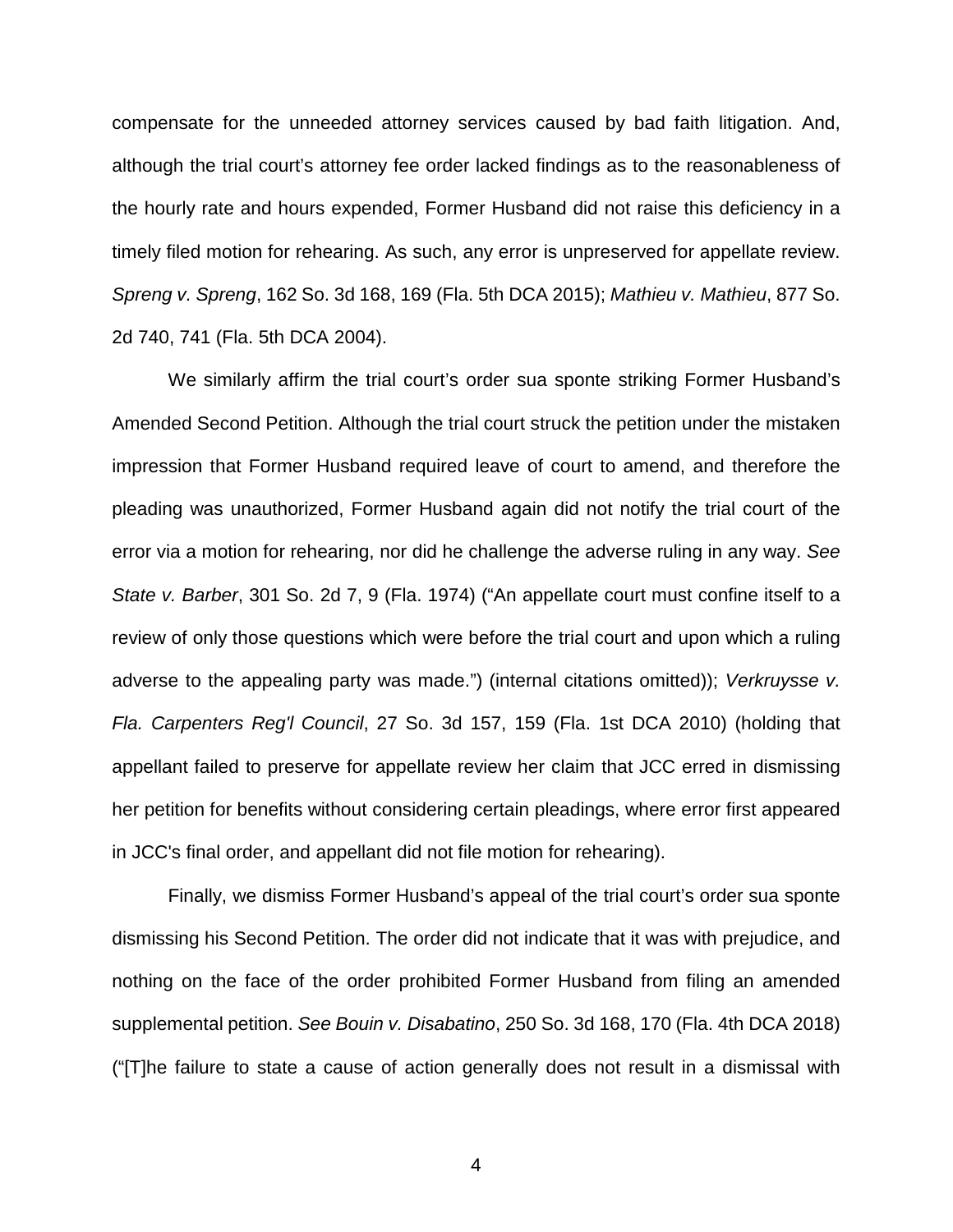compensate for the unneeded attorney services caused by bad faith litigation. And, although the trial court's attorney fee order lacked findings as to the reasonableness of the hourly rate and hours expended, Former Husband did not raise this deficiency in a timely filed motion for rehearing. As such, any error is unpreserved for appellate review. *Spreng v. Spreng*, 162 So. 3d 168, 169 (Fla. 5th DCA 2015); *Mathieu v. Mathieu*, 877 So. 2d 740, 741 (Fla. 5th DCA 2004).

We similarly affirm the trial court's order sua sponte striking Former Husband's Amended Second Petition. Although the trial court struck the petition under the mistaken impression that Former Husband required leave of court to amend, and therefore the pleading was unauthorized, Former Husband again did not notify the trial court of the error via a motion for rehearing, nor did he challenge the adverse ruling in any way. *See State v. Barber*, 301 So. 2d 7, 9 (Fla. 1974) ("An appellate court must confine itself to a review of only those questions which were before the trial court and upon which a ruling adverse to the appealing party was made.") (internal citations omitted)); *Verkruysse v. Fla. Carpenters Reg'l Council*, 27 So. 3d 157, 159 (Fla. 1st DCA 2010) (holding that appellant failed to preserve for appellate review her claim that JCC erred in dismissing her petition for benefits without considering certain pleadings, where error first appeared in JCC's final order, and appellant did not file motion for rehearing).

Finally, we dismiss Former Husband's appeal of the trial court's order sua sponte dismissing his Second Petition. The order did not indicate that it was with prejudice, and nothing on the face of the order prohibited Former Husband from filing an amended supplemental petition. *See Bouin v. Disabatino*, 250 So. 3d 168, 170 (Fla. 4th DCA 2018) ("[T]he failure to state a cause of action generally does not result in a dismissal with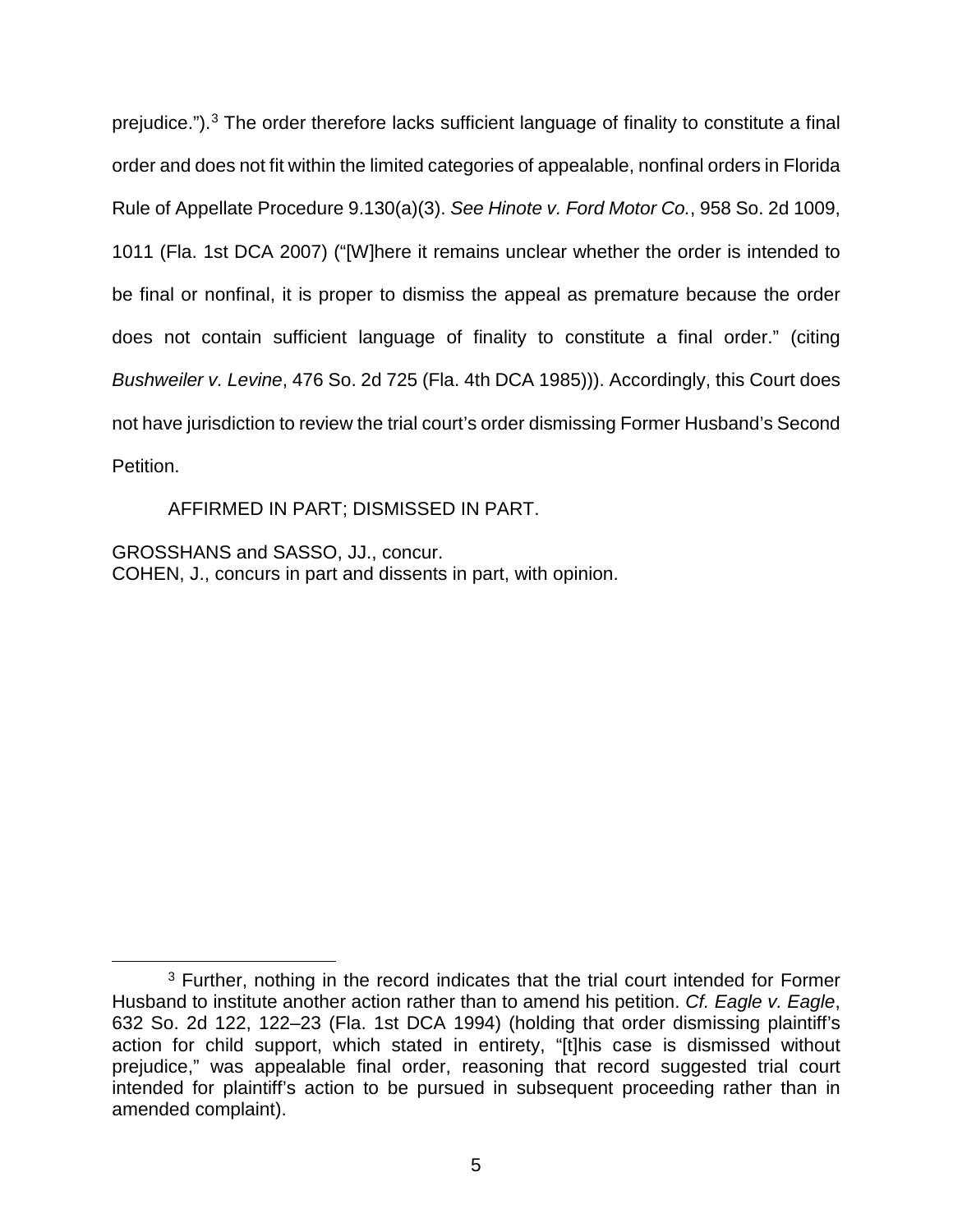prejudice.").[3] The order therefore lacks sufficient language of finality to constitute a final order and does not fit within the limited categories of appealable, nonfinal orders in Florida Rule of Appellate Procedure 9.130(a)(3). *See Hinote v. Ford Motor Co.*, 958 So. 2d 1009, 1011 (Fla. 1st DCA 2007) ("[W]here it remains unclear whether the order is intended to be final or nonfinal, it is proper to dismiss the appeal as premature because the order does not contain sufficient language of finality to constitute a final order." (citing *Bushweiler v. Levine*, 476 So. 2d 725 (Fla. 4th DCA 1985))). Accordingly, this Court does not have jurisdiction to review the trial court's order dismissing Former Husband's Second Petition.

AFFIRMED IN PART; DISMISSED IN PART.

GROSSHANS and SASSO, JJ., concur.
COHEN, J., concurs in part and dissents in part, with opinion.

---

[3] Further, nothing in the record indicates that the trial court intended for Former Husband to institute another action rather than to amend his petition. *Cf. Eagle v. Eagle*, 632 So. 2d 122, 122–23 (Fla. 1st DCA 1994) (holding that order dismissing plaintiff's action for child support, which stated in entirety, "[t]his case is dismissed without prejudice," was appealable final order, reasoning that record suggested trial court intended for plaintiff's action to be pursued in subsequent proceeding rather than in amended complaint).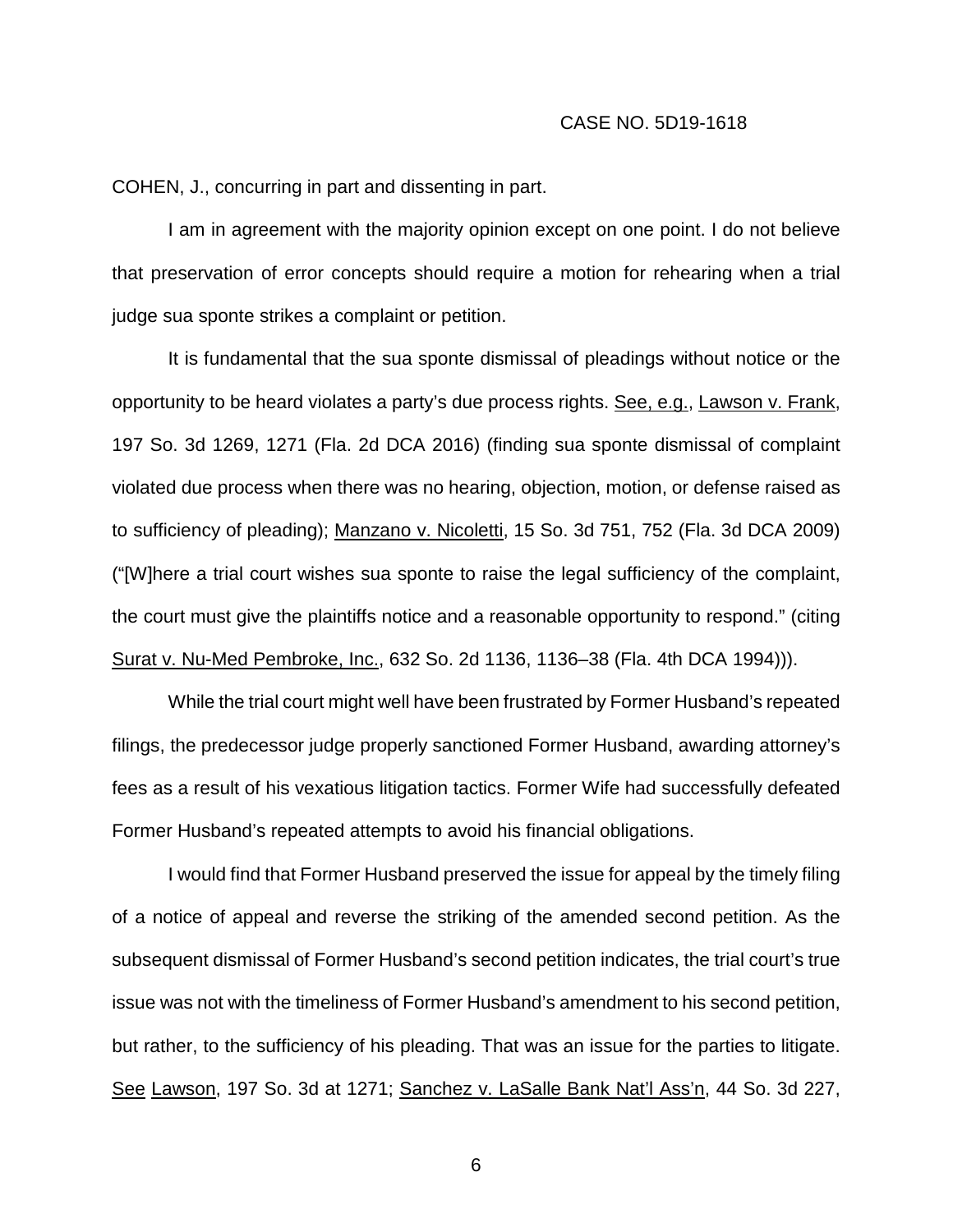COHEN, J., concurring in part and dissenting in part.

I am in agreement with the majority opinion except on one point. I do not believe that preservation of error concepts should require a motion for rehearing when a trial judge sua sponte strikes a complaint or petition.

It is fundamental that the sua sponte dismissal of pleadings without notice or the opportunity to be heard violates a party's due process rights. See, e.g., Lawson v. Frank, 197 So. 3d 1269, 1271 (Fla. 2d DCA 2016) (finding sua sponte dismissal of complaint violated due process when there was no hearing, objection, motion, or defense raised as to sufficiency of pleading); Manzano v. Nicoletti, 15 So. 3d 751, 752 (Fla. 3d DCA 2009) ("[W]here a trial court wishes sua sponte to raise the legal sufficiency of the complaint, the court must give the plaintiffs notice and a reasonable opportunity to respond." (citing Surat v. Nu-Med Pembroke, Inc., 632 So. 2d 1136, 1136–38 (Fla. 4th DCA 1994))).

While the trial court might well have been frustrated by Former Husband's repeated filings, the predecessor judge properly sanctioned Former Husband, awarding attorney's fees as a result of his vexatious litigation tactics. Former Wife had successfully defeated Former Husband's repeated attempts to avoid his financial obligations.

I would find that Former Husband preserved the issue for appeal by the timely filing of a notice of appeal and reverse the striking of the amended second petition. As the subsequent dismissal of Former Husband's second petition indicates, the trial court's true issue was not with the timeliness of Former Husband's amendment to his second petition, but rather, to the sufficiency of his pleading. That was an issue for the parties to litigate. See Lawson, 197 So. 3d at 1271; Sanchez v. LaSalle Bank Nat'l Ass'n, 44 So. 3d 227,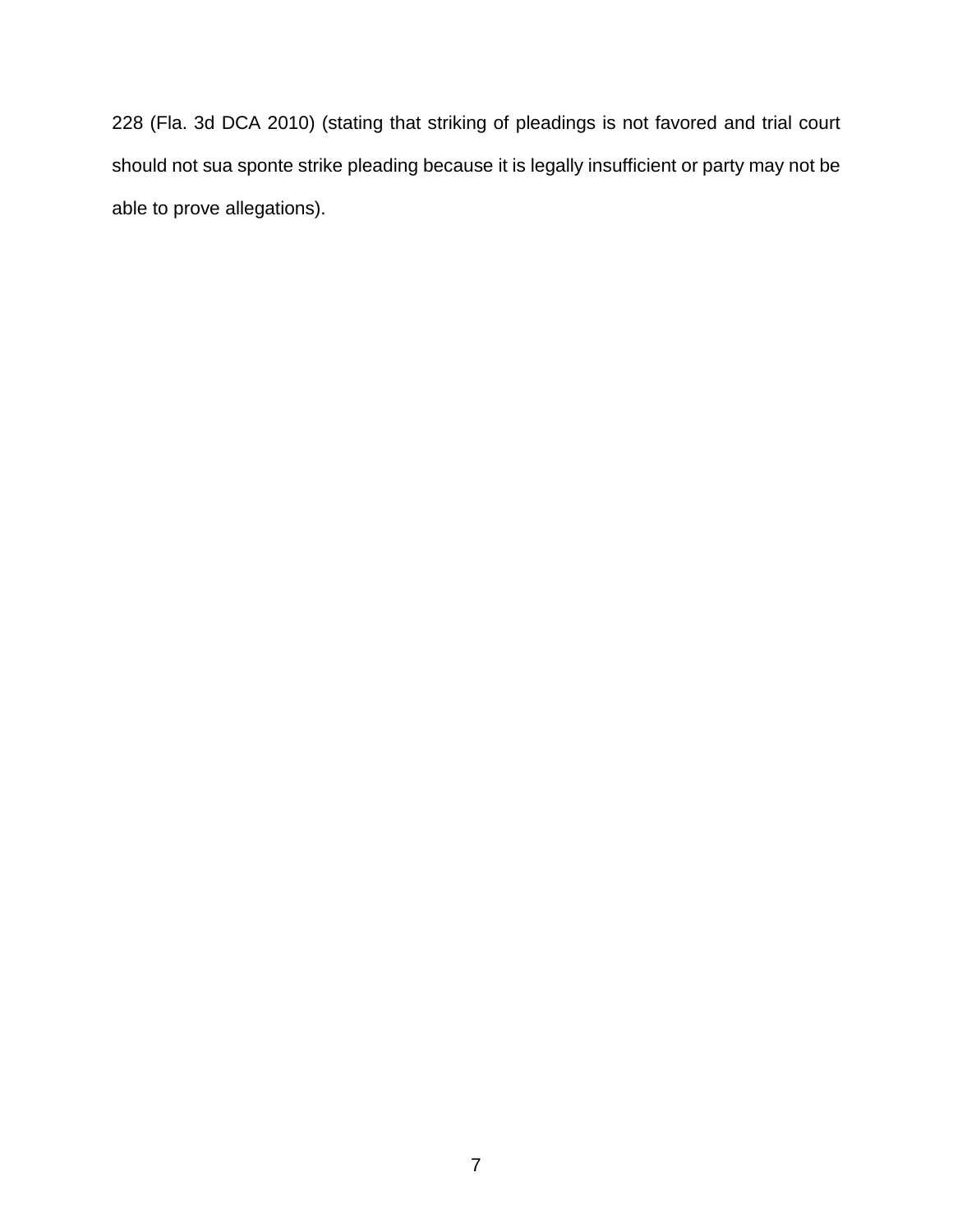228 (Fla. 3d DCA 2010) (stating that striking of pleadings is not favored and trial court should not sua sponte strike pleading because it is legally insufficient or party may not be able to prove allegations).